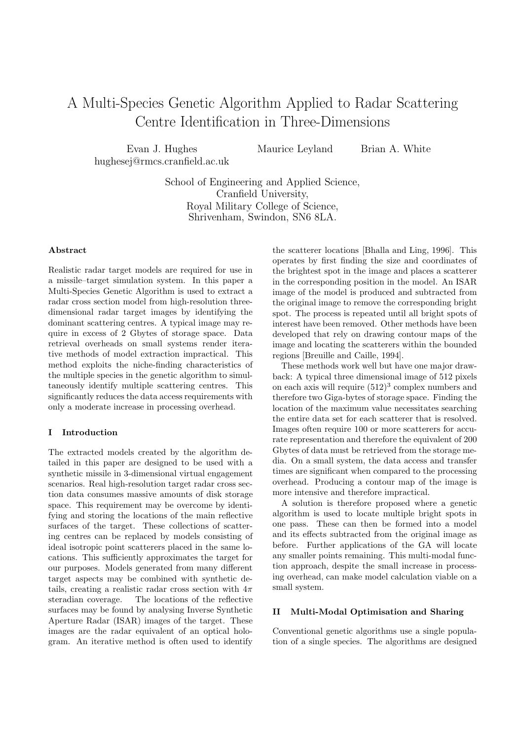# A Multi-Species Genetic Algorithm Applied to Radar Scattering Centre Identification in Three-Dimensions

Evan J. Hughes
hughesej@rmcs.cranfield.ac.uk

Maurice Leyland

Brian A. White

School of Engineering and Applied Science,
Cranfield University,
Royal Military College of Science,
Shrivenham, Swindon, SN6 8LA.

### Abstract

Realistic radar target models are required for use in a missile–target simulation system. In this paper a Multi-Species Genetic Algorithm is used to extract a radar cross section model from high-resolution three-dimensional radar target images by identifying the dominant scattering centres. A typical image may require in excess of 2 Gbytes of storage space. Data retrieval overheads on small systems render iterative methods of model extraction impractical. This method exploits the niche-finding characteristics of the multiple species in the genetic algorithm to simultaneously identify multiple scattering centres. This significantly reduces the data access requirements with only a moderate increase in processing overhead.

## I Introduction

The extracted models created by the algorithm detailed in this paper are designed to be used with a synthetic missile in 3-dimensional virtual engagement scenarios. Real high-resolution target radar cross section data consumes massive amounts of disk storage space. This requirement may be overcome by identifying and storing the locations of the main reflective surfaces of the target. These collections of scattering centres can be replaced by models consisting of ideal isotropic point scatterers placed in the same locations. This sufficiently approximates the target for our purposes. Models generated from many different target aspects may be combined with synthetic details, creating a realistic radar cross section with $4\pi$ steradian coverage. The locations of the reflective surfaces may be found by analysing Inverse Synthetic Aperture Radar (ISAR) images of the target. These images are the radar equivalent of an optical hologram. An iterative method is often used to identify the scatterer locations [Bhalla and Ling, 1996]. This operates by first finding the size and coordinates of the brightest spot in the image and places a scatterer in the corresponding position in the model. An ISAR image of the model is produced and subtracted from the original image to remove the corresponding bright spot. The process is repeated until all bright spots of interest have been removed. Other methods have been developed that rely on drawing contour maps of the image and locating the scatterers within the bounded regions [Breuille and Caille, 1994].

These methods work well but have one major drawback: A typical three dimensional image of 512 pixels on each axis will require $(512)^3$ complex numbers and therefore two Giga-bytes of storage space. Finding the location of the maximum value necessitates searching the entire data set for each scatterer that is resolved. Images often require 100 or more scatterers for accurate representation and therefore the equivalent of 200 Gbytes of data must be retrieved from the storage media. On a small system, the data access and transfer times are significant when compared to the processing overhead. Producing a contour map of the image is more intensive and therefore impractical.

A solution is therefore proposed where a genetic algorithm is used to locate multiple bright spots in one pass. These can then be formed into a model and its effects subtracted from the original image as before. Further applications of the GA will locate any smaller points remaining. This multi-modal function approach, despite the small increase in processing overhead, can make model calculation viable on a small system.

## II Multi-Modal Optimisation and Sharing

Conventional genetic algorithms use a single population of a single species. The algorithms are designed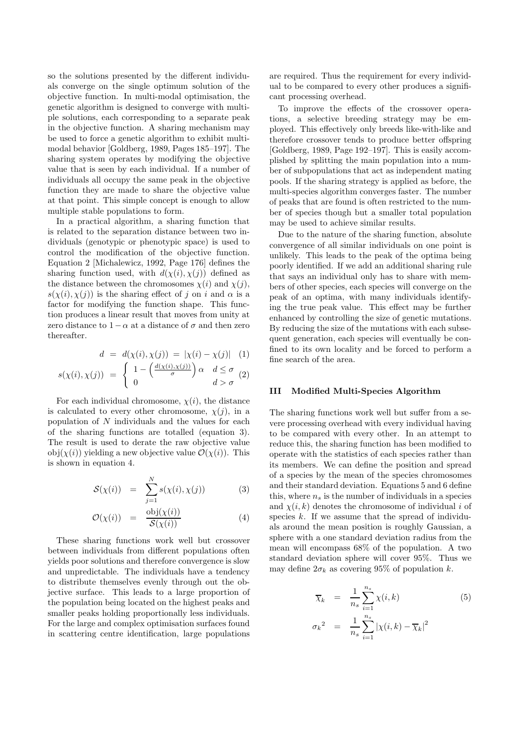so the solutions presented by the different individuals converge on the single optimum solution of the objective function. In multi-modal optimisation, the genetic algorithm is designed to converge with multiple solutions, each corresponding to a separate peak in the objective function. A sharing mechanism may be used to force a genetic algorithm to exhibit multimodal behavior [Goldberg, 1989, Pages 185–197]. The sharing system operates by modifying the objective value that is seen by each individual. If a number of individuals all occupy the same peak in the objective function they are made to share the objective value at that point. This simple concept is enough to allow multiple stable populations to form.

In a practical algorithm, a sharing function that is related to the separation distance between two individuals (genotypic or phenotypic space) is used to control the modification of the objective function. Equation 2 [Michalewicz, 1992, Page 176] defines the sharing function used, with $d(\chi(i), \chi(j))$ defined as the distance between the chromosomes $\chi(i)$ and $\chi(j)$, $s(\chi(i), \chi(j))$ is the sharing effect of $j$ on $i$ and $\alpha$ is a factor for modifying the function shape. This function produces a linear result that moves from unity at zero distance to $1-\alpha$ at a distance of $\sigma$ and then zero thereafter.

$$d = d(\chi(i), \chi(j)) = |\chi(i) - \chi(j)| \quad (1)$$

$$s(\chi(i), \chi(j)) = \begin{cases} 1 - \left(\frac{d(\chi(i), \chi(j))}{\sigma}\right)\alpha & d \leq \sigma \\ 0 & d > \sigma \end{cases} \quad (2)$$

For each individual chromosome, $\chi(i)$, the distance is calculated to every other chromosome, $\chi(j)$, in a population of $N$ individuals and the values for each of the sharing functions are totalled (equation 3). The result is used to derate the raw objective value $\text{obj}(\chi(i))$ yielding a new objective value $\mathcal{O}(\chi(i))$. This is shown in equation 4.

$$\mathcal{S}(\chi(i)) = \sum_{j=1}^{N} s(\chi(i), \chi(j)) \quad (3)$$

$$\mathcal{O}(\chi(i)) = \frac{\text{obj}(\chi(i))}{\mathcal{S}(\chi(i))} \quad (4)$$

These sharing functions work well but crossover between individuals from different populations often yields poor solutions and therefore convergence is slow and unpredictable. The individuals have a tendency to distribute themselves evenly through out the objective surface. This leads to a large proportion of the population being located on the highest peaks and smaller peaks holding proportionally less individuals. For the large and complex optimisation surfaces found in scattering centre identification, large populations are required. Thus the requirement for every individual to be compared to every other produces a significant processing overhead.

To improve the effects of the crossover operations, a selective breeding strategy may be employed. This effectively only breeds like-with-like and therefore crossover tends to produce better offspring [Goldberg, 1989, Page 192–197]. This is easily accomplished by splitting the main population into a number of subpopulations that act as independent mating pools. If the sharing strategy is applied as before, the multi-species algorithm converges faster. The number of peaks that are found is often restricted to the number of species though but a smaller total population may be used to achieve similar results.

Due to the nature of the sharing function, absolute convergence of all similar individuals on one point is unlikely. This leads to the peak of the optima being poorly identified. If we add an additional sharing rule that says an individual only has to share with members of other species, each species will converge on the peak of an optima, with many individuals identifying the true peak value. This effect may be further enhanced by controlling the size of genetic mutations. By reducing the size of the mutations with each subsequent generation, each species will eventually be confined to its own locality and be forced to perform a fine search of the area.

## III Modified Multi-Species Algorithm

The sharing functions work well but suffer from a severe processing overhead with every individual having to be compared with every other. In an attempt to reduce this, the sharing function has been modified to operate with the statistics of each species rather than its members. We can define the position and spread of a species by the mean of the species chromosomes and their standard deviation. Equations 5 and 6 define this, where $n_s$ is the number of individuals in a species and $\chi(i,k)$ denotes the chromosome of individual $i$ of species $k$. If we assume that the spread of individuals around the mean position is roughly Gaussian, a sphere with a one standard deviation radius from the mean will encompass 68% of the population. A two standard deviation sphere will cover 95%. Thus we may define $2\sigma_k$ as covering 95% of population $k$.

$$\overline{\chi}_k = \frac{1}{n_s} \sum_{i=1}^{n_s} \chi(i,k) \quad (5)$$

$$\sigma_k{}^2 = \frac{1}{n_s} \sum_{i=1}^{n_s} \left|\chi(i,k) - \overline{\chi}_k\right|^2$$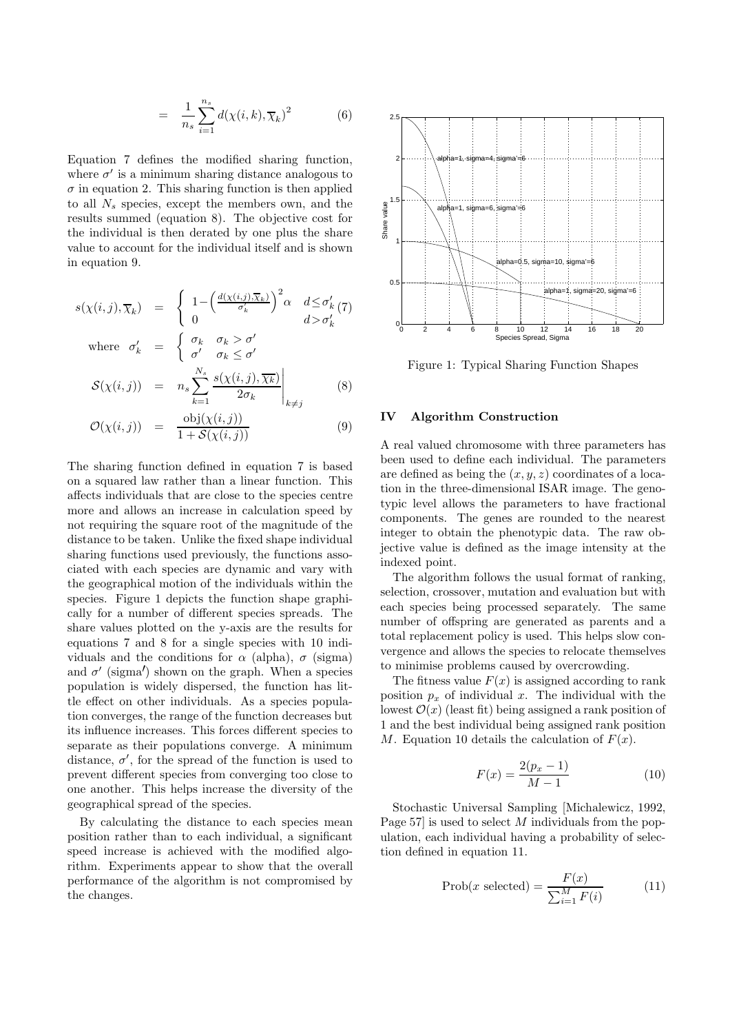$$= \frac{1}{n_s} \sum_{i=1}^{n_s} d(\chi(i,k), \overline{\chi}_k)^2 \quad (6)$$

Equation 7 defines the modified sharing function, where $\sigma'$ is a minimum sharing distance analogous to $\sigma$ in equation 2. This sharing function is then applied to all $N_s$ species, except the members own, and the results summed (equation 8). The objective cost for the individual is then derated by one plus the share value to account for the individual itself and is shown in equation 9.

$$s(\chi(i,j), \overline{\chi}_k) = \begin{cases} 1 - \left(\frac{d(\chi(i,j), \overline{\chi}_k)}{\sigma'_k}\right)^2 \alpha & d \leq \sigma'_k \\ 0 & d > \sigma'_k \end{cases} \quad (7)$$

$$\text{where} \quad \sigma'_k = \begin{cases} \sigma_k & \sigma_k > \sigma' \\ \sigma' & \sigma_k \leq \sigma' \end{cases}$$

$$\mathcal{S}(\chi(i,j)) = n_s \sum_{k=1}^{N_s} \frac{s(\chi(i,j), \overline{\chi_k})}{2\sigma_k} \Bigg|_{k \neq j} \quad (8)$$

$$\mathcal{O}(\chi(i,j)) = \frac{\text{obj}(\chi(i,j))}{1 + \mathcal{S}(\chi(i,j))} \quad (9)$$

The sharing function defined in equation 7 is based on a squared law rather than a linear function. This affects individuals that are close to the species centre more and allows an increase in calculation speed by not requiring the square root of the magnitude of the distance to be taken. Unlike the fixed shape individual sharing functions used previously, the functions associated with each species are dynamic and vary with the geographical motion of the individuals within the species. Figure 1 depicts the function shape graphically for a number of different species spreads. The share values plotted on the y-axis are the results for equations 7 and 8 for a single species with 10 individuals and the conditions for $\alpha$ (alpha), $\sigma$ (sigma) and $\sigma'$ (sigma′) shown on the graph. When a species population is widely dispersed, the function has little effect on other individuals. As a species population converges, the range of the function decreases but its influence increases. This forces different species to separate as their populations converge. A minimum distance, $\sigma'$, for the spread of the function is used to prevent different species from converging too close to one another. This helps increase the diversity of the geographical spread of the species.

By calculating the distance to each species mean position rather than to each individual, a significant speed increase is achieved with the modified algorithm. Experiments appear to show that the overall performance of the algorithm is not compromised by the changes.

Figure 1: Typical Sharing Function Shapes

## IV Algorithm Construction

A real valued chromosome with three parameters has been used to define each individual. The parameters are defined as being the $(x, y, z)$ coordinates of a location in the three-dimensional ISAR image. The genotypic level allows the parameters to have fractional components. The genes are rounded to the nearest integer to obtain the phenotypic data. The raw objective value is defined as the image intensity at the indexed point.

The algorithm follows the usual format of ranking, selection, crossover, mutation and evaluation but with each species being processed separately. The same number of offspring are generated as parents and a total replacement policy is used. This helps slow convergence and allows the species to relocate themselves to minimise problems caused by overcrowding.

The fitness value $F(x)$ is assigned according to rank position $p_x$ of individual $x$. The individual with the lowest $\mathcal{O}(x)$ (least fit) being assigned a rank position of 1 and the best individual being assigned rank position $M$. Equation 10 details the calculation of $F(x)$.

$$F(x) = \frac{2(p_x - 1)}{M - 1} \quad (10)$$

Stochastic Universal Sampling [Michalewicz, 1992, Page 57] is used to select $M$ individuals from the population, each individual having a probability of selection defined in equation 11.

$$\text{Prob}(x \text{ selected}) = \frac{F(x)}{\sum_{i=1}^{M} F(i)} \quad (11)$$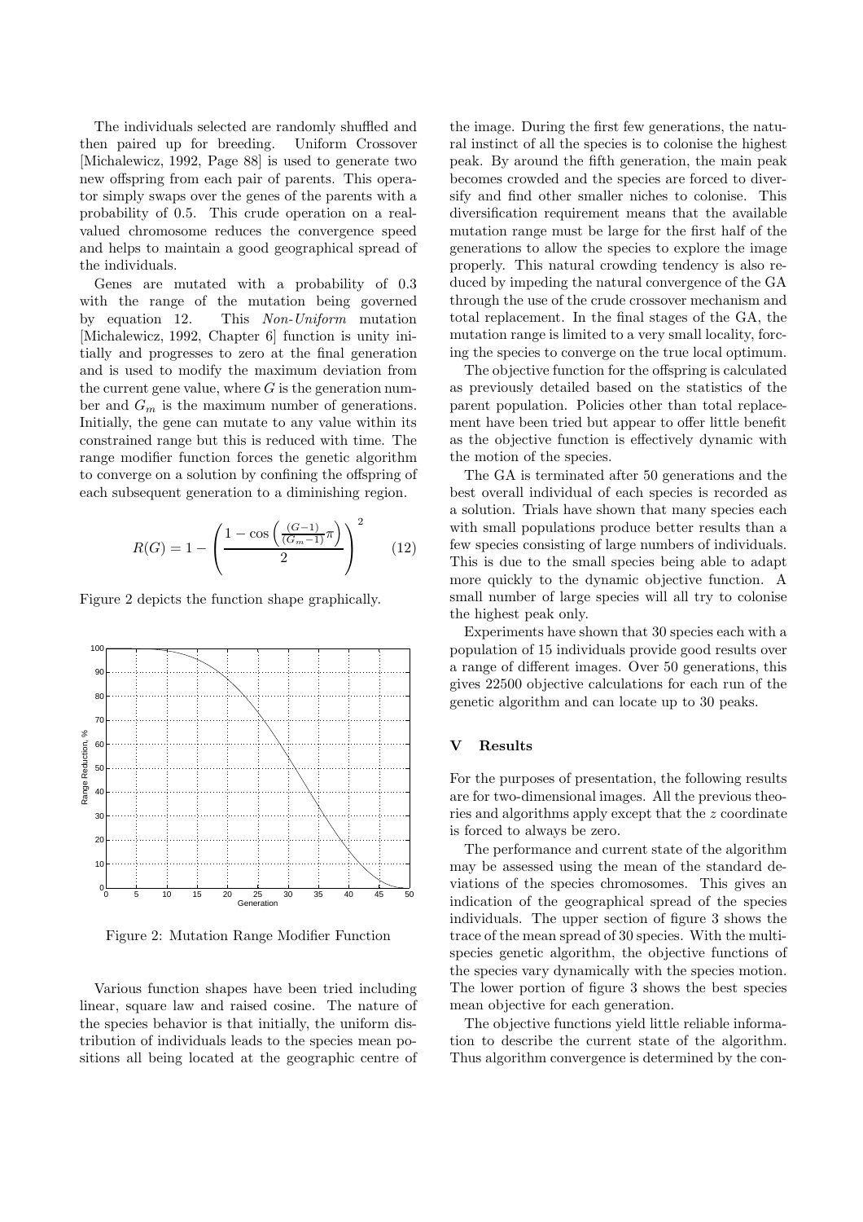The individuals selected are randomly shuffled and then paired up for breeding. Uniform Crossover [Michalewicz, 1992, Page 88] is used to generate two new offspring from each pair of parents. This operator simply swaps over the genes of the parents with a probability of 0.5. This crude operation on a real-valued chromosome reduces the convergence speed and helps to maintain a good geographical spread of the individuals.

Genes are mutated with a probability of 0.3 with the range of the mutation being governed by equation 12. This *Non-Uniform* mutation [Michalewicz, 1992, Chapter 6] function is unity initially and progresses to zero at the final generation and is used to modify the maximum deviation from the current gene value, where $G$ is the generation number and $G_m$ is the maximum number of generations. Initially, the gene can mutate to any value within its constrained range but this is reduced with time. The range modifier function forces the genetic algorithm to converge on a solution by confining the offspring of each subsequent generation to a diminishing region.

$$R(G) = 1 - \left( \frac{1 - \cos\left(\frac{(G-1)}{(G_m - 1)}\pi\right)}{2} \right)^2 \qquad (12)$$

Figure 2 depicts the function shape graphically.

Figure 2: Mutation Range Modifier Function

Various function shapes have been tried including linear, square law and raised cosine. The nature of the species behavior is that initially, the uniform distribution of individuals leads to the species mean positions all being located at the geographic centre of the image. During the first few generations, the natural instinct of all the species is to colonise the highest peak. By around the fifth generation, the main peak becomes crowded and the species are forced to diversify and find other smaller niches to colonise. This diversification requirement means that the available mutation range must be large for the first half of the generations to allow the species to explore the image properly. This natural crowding tendency is also reduced by impeding the natural convergence of the GA through the use of the crude crossover mechanism and total replacement. In the final stages of the GA, the mutation range is limited to a very small locality, forcing the species to converge on the true local optimum.

The objective function for the offspring is calculated as previously detailed based on the statistics of the parent population. Policies other than total replacement have been tried but appear to offer little benefit as the objective function is effectively dynamic with the motion of the species.

The GA is terminated after 50 generations and the best overall individual of each species is recorded as a solution. Trials have shown that many species each with small populations produce better results than a few species consisting of large numbers of individuals. This is due to the small species being able to adapt more quickly to the dynamic objective function. A small number of large species will all try to colonise the highest peak only.

Experiments have shown that 30 species each with a population of 15 individuals provide good results over a range of different images. Over 50 generations, this gives 22500 objective calculations for each run of the genetic algorithm and can locate up to 30 peaks.

## V Results

For the purposes of presentation, the following results are for two-dimensional images. All the previous theories and algorithms apply except that the $z$ coordinate is forced to always be zero.

The performance and current state of the algorithm may be assessed using the mean of the standard deviations of the species chromosomes. This gives an indication of the geographical spread of the species individuals. The upper section of figure 3 shows the trace of the mean spread of 30 species. With the multi-species genetic algorithm, the objective functions of the species vary dynamically with the species motion. The lower portion of figure 3 shows the best species mean objective for each generation.

The objective functions yield little reliable information to describe the current state of the algorithm. Thus algorithm convergence is determined by the con-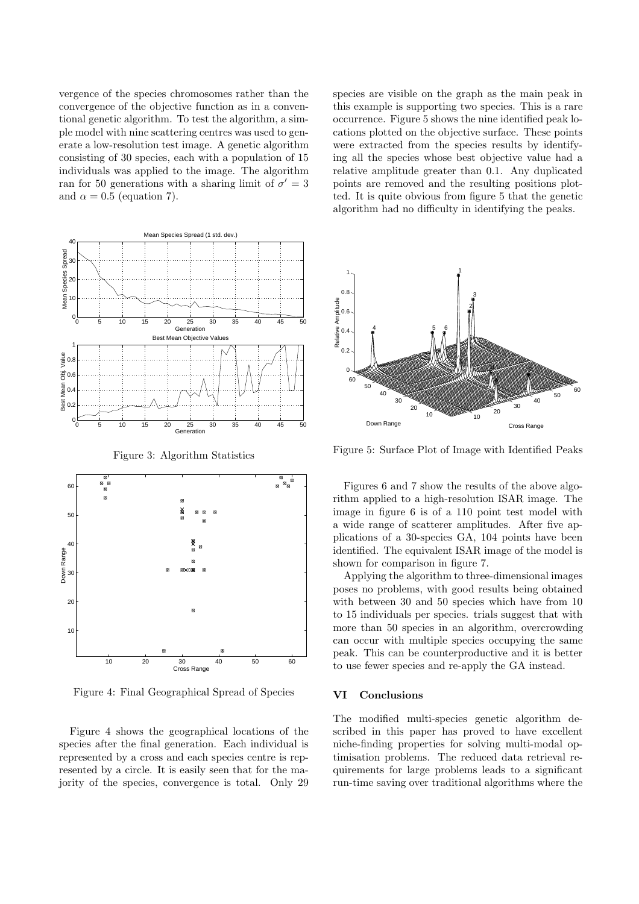vergence of the species chromosomes rather than the convergence of the objective function as in a conventional genetic algorithm. To test the algorithm, a simple model with nine scattering centres was used to generate a low-resolution test image. A genetic algorithm consisting of 30 species, each with a population of 15 individuals was applied to the image. The algorithm ran for 50 generations with a sharing limit of $\sigma' = 3$ and $\alpha = 0.5$ (equation 7).

Figure 3: Algorithm Statistics

Figure 4: Final Geographical Spread of Species

Figure 4 shows the geographical locations of the species after the final generation. Each individual is represented by a cross and each species centre is represented by a circle. It is easily seen that for the majority of the species, convergence is total. Only 29 species are visible on the graph as the main peak in this example is supporting two species. This is a rare occurrence. Figure 5 shows the nine identified peak locations plotted on the objective surface. These points were extracted from the species results by identifying all the species whose best objective value had a relative amplitude greater than 0.1. Any duplicated points are removed and the resulting positions plotted. It is quite obvious from figure 5 that the genetic algorithm had no difficulty in identifying the peaks.

Figure 5: Surface Plot of Image with Identified Peaks

Figures 6 and 7 show the results of the above algorithm applied to a high-resolution ISAR image. The image in figure 6 is of a 110 point test model with a wide range of scatterer amplitudes. After five applications of a 30-species GA, 104 points have been identified. The equivalent ISAR image of the model is shown for comparison in figure 7.

Applying the algorithm to three-dimensional images poses no problems, with good results being obtained with between 30 and 50 species which have from 10 to 15 individuals per species. trials suggest that with more than 50 species in an algorithm, overcrowding can occur with multiple species occupying the same peak. This can be counterproductive and it is better to use fewer species and re-apply the GA instead.

## VI Conclusions

The modified multi-species genetic algorithm described in this paper has proved to have excellent niche-finding properties for solving multi-modal optimisation problems. The reduced data retrieval requirements for large problems leads to a significant run-time saving over traditional algorithms where the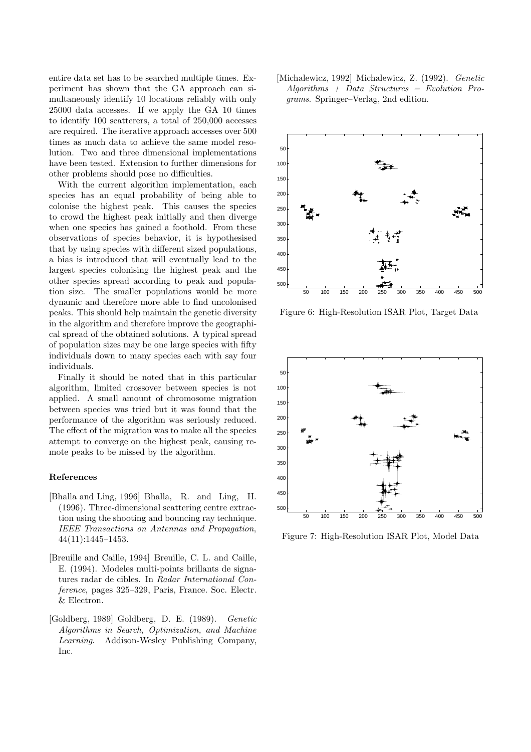entire data set has to be searched multiple times. Experiment has shown that the GA approach can simultaneously identify 10 locations reliably with only 25000 data accesses. If we apply the GA 10 times to identify 100 scatterers, a total of 250,000 accesses are required. The iterative approach accesses over 500 times as much data to achieve the same model resolution. Two and three dimensional implementations have been tested. Extension to further dimensions for other problems should pose no difficulties.

With the current algorithm implementation, each species has an equal probability of being able to colonise the highest peak. This causes the species to crowd the highest peak initially and then diverge when one species has gained a foothold. From these observations of species behavior, it is hypothesised that by using species with different sized populations, a bias is introduced that will eventually lead to the largest species colonising the highest peak and the other species spread according to peak and population size. The smaller populations would be more dynamic and therefore more able to find uncolonised peaks. This should help maintain the genetic diversity in the algorithm and therefore improve the geographical spread of the obtained solutions. A typical spread of population sizes may be one large species with fifty individuals down to many species each with say four individuals.

Finally it should be noted that in this particular algorithm, limited crossover between species is not applied. A small amount of chromosome migration between species was tried but it was found that the performance of the algorithm was seriously reduced. The effect of the migration was to make all the species attempt to converge on the highest peak, causing remote peaks to be missed by the algorithm.

### References

[Bhalla and Ling, 1996] Bhalla, R. and Ling, H. (1996). Three-dimensional scattering centre extraction using the shooting and bouncing ray technique. *IEEE Transactions on Antennas and Propagation*, 44(11):1445–1453.

[Breuille and Caille, 1994] Breuille, C. L. and Caille, E. (1994). Modeles multi-points brillants de signatures radar de cibles. In *Radar International Conference*, pages 325–329, Paris, France. Soc. Electr. & Electron.

[Goldberg, 1989] Goldberg, D. E. (1989). *Genetic Algorithms in Search, Optimization, and Machine Learning*. Addison-Wesley Publishing Company, Inc.

[Michalewicz, 1992] Michalewicz, Z. (1992). *Genetic Algorithms + Data Structures = Evolution Programs*. Springer–Verlag, 2nd edition.

50
100
150
200
250
300
350
400
450
500

50 100 150 200 250 300 350 400 450 500

Figure 6: High-Resolution ISAR Plot, Target Data

50
100
150
200
250
300
350
400
450
500

50 100 150 200 250 300 350 400 450 500

Figure 7: High-Resolution ISAR Plot, Model Data